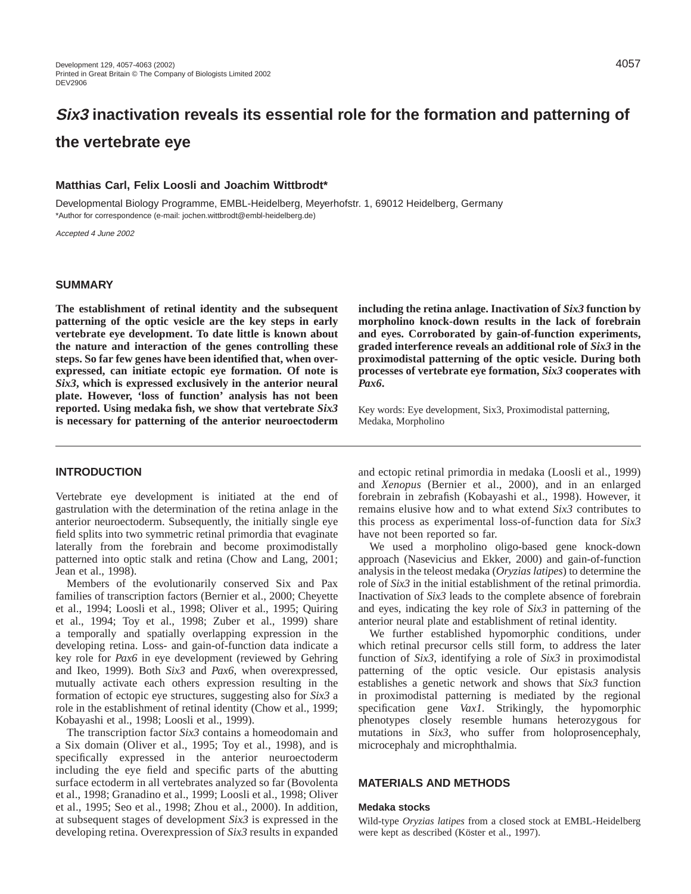# *Six3* inactivation reveals its essential role for the formation and patterning of the vertebrate eye

**Matthias Carl, Felix Loosli and Joachim Wittbrodt***

Developmental Biology Programme, EMBL-Heidelberg, Meyerhofstr. 1, 69012 Heidelberg, Germany
*Author for correspondence (e-mail: jochen.wittbrodt@embl-heidelberg.de)

*Accepted 4 June 2002*

## SUMMARY

**The establishment of retinal identity and the subsequent patterning of the optic vesicle are the key steps in early vertebrate eye development. To date little is known about the nature and interaction of the genes controlling these steps. So far few genes have been identified that, when overexpressed, can initiate ectopic eye formation. Of note is *Six3*, which is expressed exclusively in the anterior neural plate. However, 'loss of function' analysis has not been reported. Using medaka fish, we show that vertebrate *Six3* is necessary for patterning of the anterior neuroectoderm including the retina anlage. Inactivation of *Six3* function by morpholino knock-down results in the lack of forebrain and eyes. Corroborated by gain-of-function experiments, graded interference reveals an additional role of *Six3* in the proximodistal patterning of the optic vesicle. During both processes of vertebrate eye formation, *Six3* cooperates with *Pax6*.**

Key words: Eye development, Six3, Proximodistal patterning, Medaka, Morpholino

## INTRODUCTION

Vertebrate eye development is initiated at the end of gastrulation with the determination of the retina anlage in the anterior neuroectoderm. Subsequently, the initially single eye field splits into two symmetric retinal primordia that evaginate laterally from the forebrain and become proximodistally patterned into optic stalk and retina (Chow and Lang, 2001; Jean et al., 1998).

Members of the evolutionarily conserved Six and Pax families of transcription factors (Bernier et al., 2000; Cheyette et al., 1994; Loosli et al., 1998; Oliver et al., 1995; Quiring et al., 1994; Toy et al., 1998; Zuber et al., 1999) share a temporally and spatially overlapping expression in the developing retina. Loss- and gain-of-function data indicate a key role for *Pax6* in eye development (reviewed by Gehring and Ikeo, 1999). Both *Six3* and *Pax6*, when overexpressed, mutually activate each others expression resulting in the formation of ectopic eye structures, suggesting also for *Six3* a role in the establishment of retinal identity (Chow et al., 1999; Kobayashi et al., 1998; Loosli et al., 1999).

The transcription factor *Six3* contains a homeodomain and a Six domain (Oliver et al., 1995; Toy et al., 1998), and is specifically expressed in the anterior neuroectoderm including the eye field and specific parts of the abutting surface ectoderm in all vertebrates analyzed so far (Bovolenta et al., 1998; Granadino et al., 1999; Loosli et al., 1998; Oliver et al., 1995; Seo et al., 1998; Zhou et al., 2000). In addition, at subsequent stages of development *Six3* is expressed in the developing retina. Overexpression of *Six3* results in expanded and ectopic retinal primordia in medaka (Loosli et al., 1999) and *Xenopus* (Bernier et al., 2000), and in an enlarged forebrain in zebrafish (Kobayashi et al., 1998). However, it remains elusive how and to what extend *Six3* contributes to this process as experimental loss-of-function data for *Six3* have not been reported so far.

We used a morpholino oligo-based gene knock-down approach (Nasevicius and Ekker, 2000) and gain-of-function analysis in the teleost medaka (*Oryzias latipes*) to determine the role of *Six3* in the initial establishment of the retinal primordia. Inactivation of *Six3* leads to the complete absence of forebrain and eyes, indicating the key role of *Six3* in patterning of the anterior neural plate and establishment of retinal identity.

We further established hypomorphic conditions, under which retinal precursor cells still form, to address the later function of *Six3*, identifying a role of *Six3* in proximodistal patterning of the optic vesicle. Our epistasis analysis establishes a genetic network and shows that *Six3* function in proximodistal patterning is mediated by the regional specification gene *Vax1*. Strikingly, the hypomorphic phenotypes closely resemble humans heterozygous for mutations in *Six3*, who suffer from holoprosencephaly, microcephaly and microphthalmia.

## MATERIALS AND METHODS

### Medaka stocks

Wild-type *Oryzias latipes* from a closed stock at EMBL-Heidelberg were kept as described (Köster et al., 1997).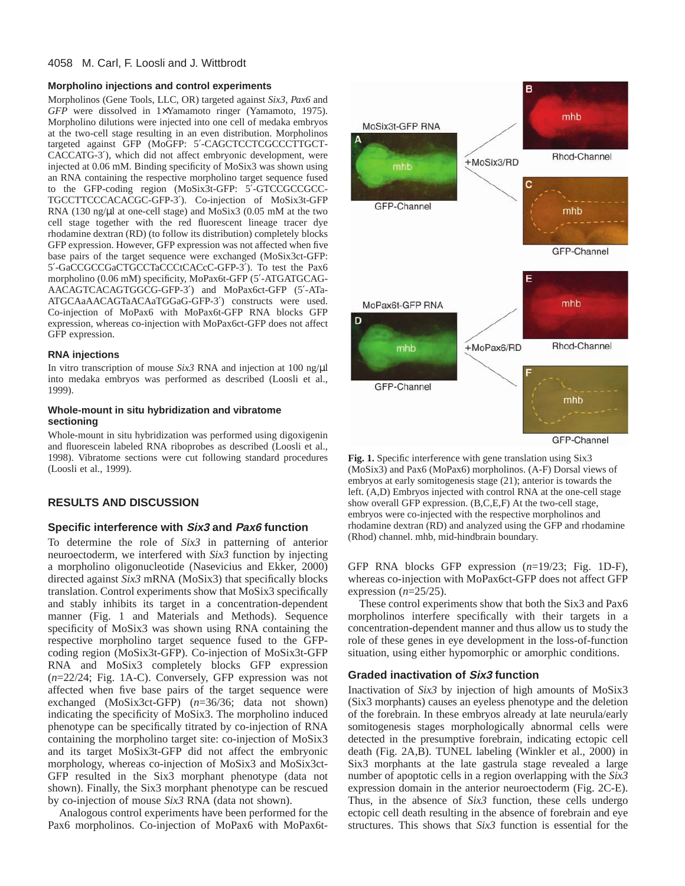### Morpholino injections and control experiments

Morpholinos (Gene Tools, LLC, OR) targeted against *Six3*, *Pax6* and *GFP* were dissolved in 1×Yamamoto ringer (Yamamoto, 1975). Morpholino dilutions were injected into one cell of medaka embryos at the two-cell stage resulting in an even distribution. Morpholinos targeted against GFP (MoGFP: 5′-CAGCTCCTCGCCCTTGCT-CACCATG-3′), which did not affect embryonic development, were injected at 0.06 mM. Binding specificity of MoSix3 was shown using an RNA containing the respective morpholino target sequence fused to the GFP-coding region (MoSix3t-GFP: 5′-GTCCGCCGCC-TGCCTTCCCACACGC-GFP-3′). Co-injection of MoSix3t-GFP RNA (130 ng/µl at one-cell stage) and MoSix3 (0.05 mM at the two cell stage together with the red fluorescent lineage tracer dye rhodamine dextran (RD) (to follow its distribution) completely blocks GFP expression. However, GFP expression was not affected when five base pairs of the target sequence were exchanged (MoSix3ct-GFP: 5′-GaCCGCCGaCTGCCTaCCCtCACcC-GFP-3′). To test the Pax6 morpholino (0.06 mM) specificity, MoPax6t-GFP (5′-ATGATGCAG-AACAGTCACAGTGGCG-GFP-3′) and MoPax6ct-GFP (5′-ATa-ATGCAaAACAGTaACAaTGGaG-GFP-3′) constructs were used. Co-injection of MoPax6 with MoPax6t-GFP RNA blocks GFP expression, whereas co-injection with MoPax6ct-GFP does not affect GFP expression.

### RNA injections

In vitro transcription of mouse *Six3* RNA and injection at 100 ng/µl into medaka embryos was performed as described (Loosli et al., 1999).

### Whole-mount in situ hybridization and vibratome sectioning

Whole-mount in situ hybridization was performed using digoxigenin and fluorescein labeled RNA riboprobes as described (Loosli et al., 1998). Vibratome sections were cut following standard procedures (Loosli et al., 1999).

## RESULTS AND DISCUSSION

### Specific interference with *Six3* and *Pax6* function

To determine the role of *Six3* in patterning of anterior neuroectoderm, we interfered with *Six3* function by injecting a morpholino oligonucleotide (Nasevicius and Ekker, 2000) directed against *Six3* mRNA (MoSix3) that specifically blocks translation. Control experiments show that MoSix3 specifically and stably inhibits its target in a concentration-dependent manner (Fig. 1 and Materials and Methods). Sequence specificity of MoSix3 was shown using RNA containing the respective morpholino target sequence fused to the GFP-coding region (MoSix3t-GFP). Co-injection of MoSix3t-GFP RNA and MoSix3 completely blocks GFP expression (*n*=22/24; Fig. 1A-C). Conversely, GFP expression was not affected when five base pairs of the target sequence were exchanged (MoSix3ct-GFP) (*n*=36/36; data not shown) indicating the specificity of MoSix3. The morpholino induced phenotype can be specifically titrated by co-injection of RNA containing the morpholino target site: co-injection of MoSix3 and its target MoSix3t-GFP did not affect the embryonic morphology, whereas co-injection of MoSix3 and MoSix3ct-GFP resulted in the Six3 morphant phenotype (data not shown). Finally, the Six3 morphant phenotype can be rescued by co-injection of mouse *Six3* RNA (data not shown).

Analogous control experiments have been performed for the Pax6 morpholinos. Co-injection of MoPax6 with MoPax6t-GFP RNA blocks GFP expression (*n*=19/23; Fig. 1D-F), whereas co-injection with MoPax6ct-GFP does not affect GFP expression (*n*=25/25).

These control experiments show that both the Six3 and Pax6 morpholinos interfere specifically with their targets in a concentration-dependent manner and thus allow us to study the role of these genes in eye development in the loss-of-function situation, using either hypomorphic or amorphic conditions.

**Fig. 1.** Specific interference with gene translation using Six3 (MoSix3) and Pax6 (MoPax6) morpholinos. (A-F) Dorsal views of embryos at early somitogenesis stage (21); anterior is towards the left. (A,D) Embryos injected with control RNA at the one-cell stage show overall GFP expression. (B,C,E,F) At the two-cell stage, embryos were co-injected with the respective morpholinos and rhodamine dextran (RD) and analyzed using the GFP and rhodamine (Rhod) channel. mhb, mid-hindbrain boundary.

### Graded inactivation of *Six3* function

Inactivation of *Six3* by injection of high amounts of MoSix3 (Six3 morphants) causes an eyeless phenotype and the deletion of the forebrain. In these embryos already at late neurula/early somitogenesis stages morphologically abnormal cells were detected in the presumptive forebrain, indicating ectopic cell death (Fig. 2A,B). TUNEL labeling (Winkler et al., 2000) in Six3 morphants at the late gastrula stage revealed a large number of apoptotic cells in a region overlapping with the *Six3* expression domain in the anterior neuroectoderm (Fig. 2C-E). Thus, in the absence of *Six3* function, these cells undergo ectopic cell death resulting in the absence of forebrain and eye structures. This shows that *Six3* function is essential for the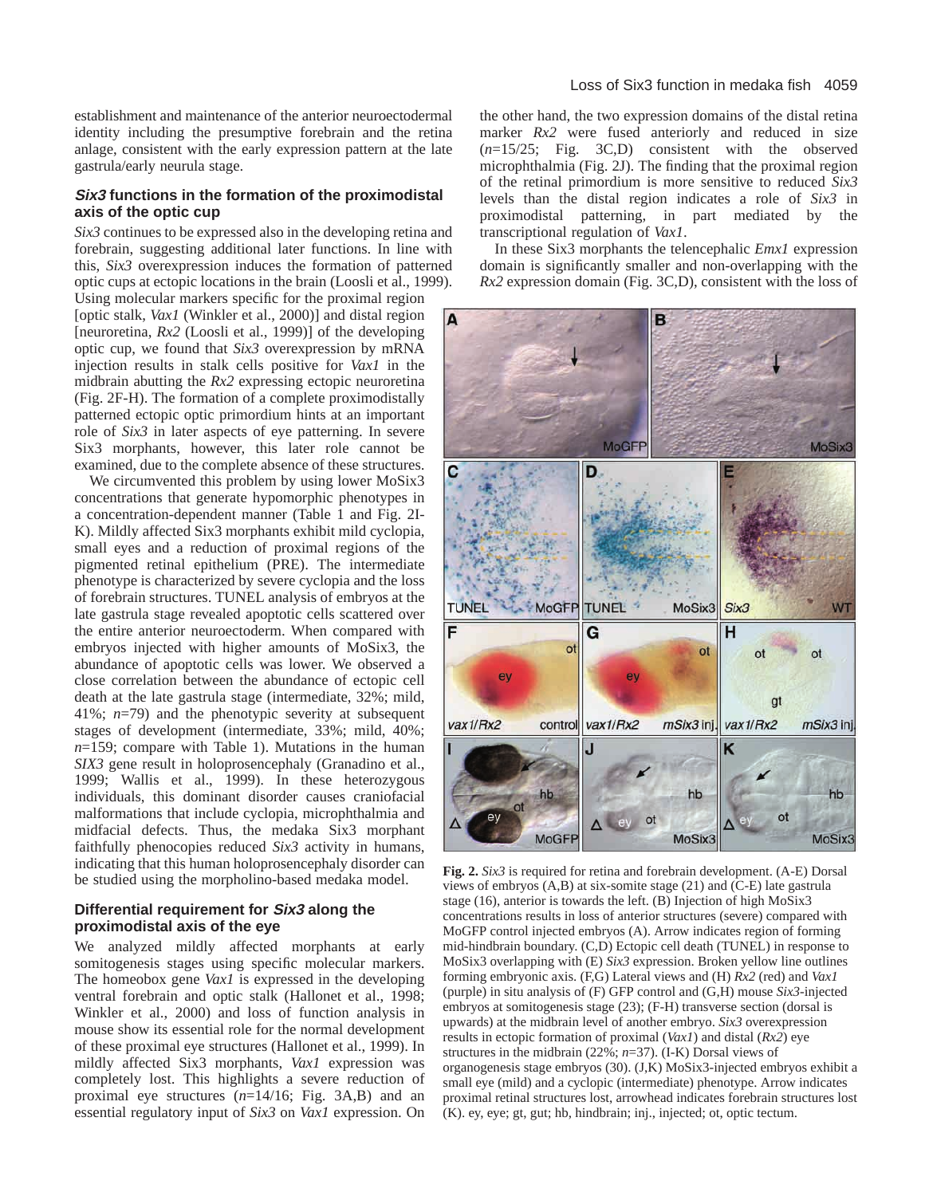establishment and maintenance of the anterior neuroectodermal identity including the presumptive forebrain and the retina anlage, consistent with the early expression pattern at the late gastrula/early neurula stage.

### *Six3* functions in the formation of the proximodistal axis of the optic cup

*Six3* continues to be expressed also in the developing retina and forebrain, suggesting additional later functions. In line with this, *Six3* overexpression induces the formation of patterned optic cups at ectopic locations in the brain (Loosli et al., 1999). Using molecular markers specific for the proximal region [optic stalk, *Vax1* (Winkler et al., 2000)] and distal region [neuroretina, *Rx2* (Loosli et al., 1999)] of the developing optic cup, we found that *Six3* overexpression by mRNA injection results in stalk cells positive for *Vax1* in the midbrain abutting the *Rx2* expressing ectopic neuroretina (Fig. 2F-H). The formation of a complete proximodistally patterned ectopic optic primordium hints at an important role of *Six3* in later aspects of eye patterning. In severe Six3 morphants, however, this later role cannot be examined, due to the complete absence of these structures.

We circumvented this problem by using lower MoSix3 concentrations that generate hypomorphic phenotypes in a concentration-dependent manner (Table 1 and Fig. 2I-K). Mildly affected Six3 morphants exhibit mild cyclopia, small eyes and a reduction of proximal regions of the pigmented retinal epithelium (PRE). The intermediate phenotype is characterized by severe cyclopia and the loss of forebrain structures. TUNEL analysis of embryos at the late gastrula stage revealed apoptotic cells scattered over the entire anterior neuroectoderm. When compared with embryos injected with higher amounts of MoSix3, the abundance of apoptotic cells was lower. We observed a close correlation between the abundance of ectopic cell death at the late gastrula stage (intermediate, 32%; mild, 41%; *n*=79) and the phenotypic severity at subsequent stages of development (intermediate, 33%; mild, 40%; *n*=159; compare with Table 1). Mutations in the human *SIX3* gene result in holoprosencephaly (Granadino et al., 1999; Wallis et al., 1999). In these heterozygous individuals, this dominant disorder causes craniofacial malformations that include cyclopia, microphthalmia and midfacial defects. Thus, the medaka Six3 morphant faithfully phenocopies reduced *Six3* activity in humans, indicating that this human holoprosencephaly disorder can be studied using the morpholino-based medaka model.

### Differential requirement for *Six3* along the proximodistal axis of the eye

We analyzed mildly affected morphants at early somitogenesis stages using specific molecular markers. The homeobox gene *Vax1* is expressed in the developing ventral forebrain and optic stalk (Hallonet et al., 1998; Winkler et al., 2000) and loss of function analysis in mouse show its essential role for the normal development of these proximal eye structures (Hallonet et al., 1999). In mildly affected Six3 morphants, *Vax1* expression was completely lost. This highlights a severe reduction of proximal eye structures (*n*=14/16; Fig. 3A,B) and an essential regulatory input of *Six3* on *Vax1* expression. On the other hand, the two expression domains of the distal retina marker *Rx2* were fused anteriorly and reduced in size (*n*=15/25; Fig. 3C,D) consistent with the observed microphthalmia (Fig. 2J). The finding that the proximal region of the retinal primordium is more sensitive to reduced *Six3* levels than the distal region indicates a role of *Six3* in proximodistal patterning, in part mediated by the transcriptional regulation of *Vax1*.

In these Six3 morphants the telencephalic *Emx1* expression domain is significantly smaller and non-overlapping with the *Rx2* expression domain (Fig. 3C,D), consistent with the loss of

**Fig. 2.** *Six3* is required for retina and forebrain development. (A-E) Dorsal views of embryos (A,B) at six-somite stage (21) and (C-E) late gastrula stage (16), anterior is towards the left. (B) Injection of high MoSix3 concentrations results in loss of anterior structures (severe) compared with MoGFP control injected embryos (A). Arrow indicates region of forming mid-hindbrain boundary. (C,D) Ectopic cell death (TUNEL) in response to MoSix3 overlapping with (E) *Six3* expression. Broken yellow line outlines forming embryonic axis. (F,G) Lateral views and (H) *Rx2* (red) and *Vax1* (purple) in situ analysis of (F) GFP control and (G,H) mouse *Six3*-injected embryos at somitogenesis stage (23); (F-H) transverse section (dorsal is upwards) at the midbrain level of another embryo. *Six3* overexpression results in ectopic formation of proximal (*Vax1*) and distal (*Rx2*) eye structures in the midbrain (22%; *n*=37). (I-K) Dorsal views of organogenesis stage embryos (30). (J,K) MoSix3-injected embryos exhibit a small eye (mild) and a cyclopic (intermediate) phenotype. Arrow indicates proximal retinal structures lost, arrowhead indicates forebrain structures lost (K). ey, eye; gt, gut; hb, hindbrain; inj., injected; ot, optic tectum.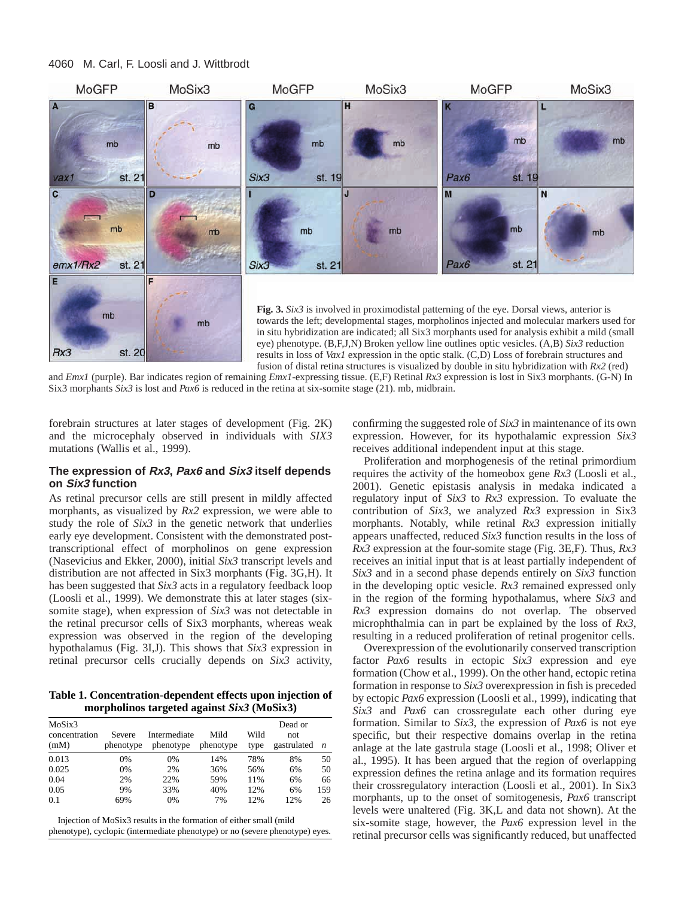**Fig. 3.** *Six3* is involved in proximodistal patterning of the eye. Dorsal views, anterior is towards the left; developmental stages, morpholinos injected and molecular markers used for in situ hybridization are indicated; all Six3 morphants used for analysis exhibit a mild (small eye) phenotype. (B,F,J,N) Broken yellow line outlines optic vesicles. (A,B) *Six3* reduction results in loss of *Vax1* expression in the optic stalk. (C,D) Loss of forebrain structures and fusion of distal retina structures is visualized by double in situ hybridization with *Rx2* (red) and *Emx1* (purple). Bar indicates region of remaining *Emx1*-expressing tissue. (E,F) Retinal *Rx3* expression is lost in Six3 morphants. (G-N) In Six3 morphants *Six3* is lost and *Pax6* is reduced in the retina at six-somite stage (21). mb, midbrain.

forebrain structures at later stages of development (Fig. 2K) and the microcephaly observed in individuals with *SIX3* mutations (Wallis et al., 1999).

### The expression of *Rx3*, *Pax6* and *Six3* itself depends on *Six3* function

As retinal precursor cells are still present in mildly affected morphants, as visualized by *Rx2* expression, we were able to study the role of *Six3* in the genetic network that underlies early eye development. Consistent with the demonstrated post-transcriptional effect of morpholinos on gene expression (Nasevicius and Ekker, 2000), initial *Six3* transcript levels and distribution are not affected in Six3 morphants (Fig. 3G,H). It has been suggested that *Six3* acts in a regulatory feedback loop (Loosli et al., 1999). We demonstrate this at later stages (six-somite stage), when expression of *Six3* was not detectable in the retinal precursor cells of Six3 morphants, whereas weak expression was observed in the region of the developing hypothalamus (Fig. 3I,J). This shows that *Six3* expression in retinal precursor cells crucially depends on *Six3* activity, confirming the suggested role of *Six3* in maintenance of its own expression. However, for its hypothalamic expression *Six3* receives additional independent input at this stage.

Proliferation and morphogenesis of the retinal primordium requires the activity of the homeobox gene *Rx3* (Loosli et al., 2001). Genetic epistasis analysis in medaka indicated a regulatory input of *Six3* to *Rx3* expression. To evaluate the contribution of *Six3*, we analyzed *Rx3* expression in Six3 morphants. Notably, while retinal *Rx3* expression initially appears unaffected, reduced *Six3* function results in the loss of *Rx3* expression at the four-somite stage (Fig. 3E,F). Thus, *Rx3* receives an initial input that is at least partially independent of *Six3* and in a second phase depends entirely on *Six3* function in the developing optic vesicle. *Rx3* remained expressed only in the region of the forming hypothalamus, where *Six3* and *Rx3* expression domains do not overlap. The observed microphthalmia can in part be explained by the loss of *Rx3*, resulting in a reduced proliferation of retinal progenitor cells.

Overexpression of the evolutionarily conserved transcription factor *Pax6* results in ectopic *Six3* expression and eye formation (Chow et al., 1999). On the other hand, ectopic retina formation in response to *Six3* overexpression in fish is preceded by ectopic *Pax6* expression (Loosli et al., 1999), indicating that *Six3* and *Pax6* can crossregulate each other during eye formation. Similar to *Six3*, the expression of *Pax6* is not eye specific, but their respective domains overlap in the retina anlage at the late gastrula stage (Loosli et al., 1998; Oliver et al., 1995). It has been argued that the region of overlapping expression defines the retina anlage and its formation requires their crossregulatory interaction (Loosli et al., 2001). In Six3 morphants, up to the onset of somitogenesis, *Pax6* transcript levels were unaltered (Fig. 3K,L and data not shown). At the six-somite stage, however, the *Pax6* expression level in the retinal precursor cells was significantly reduced, but unaffected

**Table 1. Concentration-dependent effects upon injection of morpholinos targeted against *Six3* (MoSix3)**

| MoSix3 concentration (mM) | Severe phenotype | Intermediate phenotype | Mild phenotype | Wild type | Dead or not gastrulated | *n* |
|---|---|---|---|---|---|---|
| 0.013 | 0% | 0% | 14% | 78% | 8% | 50 |
| 0.025 | 0% | 2% | 36% | 56% | 6% | 50 |
| 0.04 | 2% | 22% | 59% | 11% | 6% | 66 |
| 0.05 | 9% | 33% | 40% | 12% | 6% | 159 |
| 0.1 | 69% | 0% | 7% | 12% | 12% | 26 |

Injection of MoSix3 results in the formation of either small (mild phenotype), cyclopic (intermediate phenotype) or no (severe phenotype) eyes.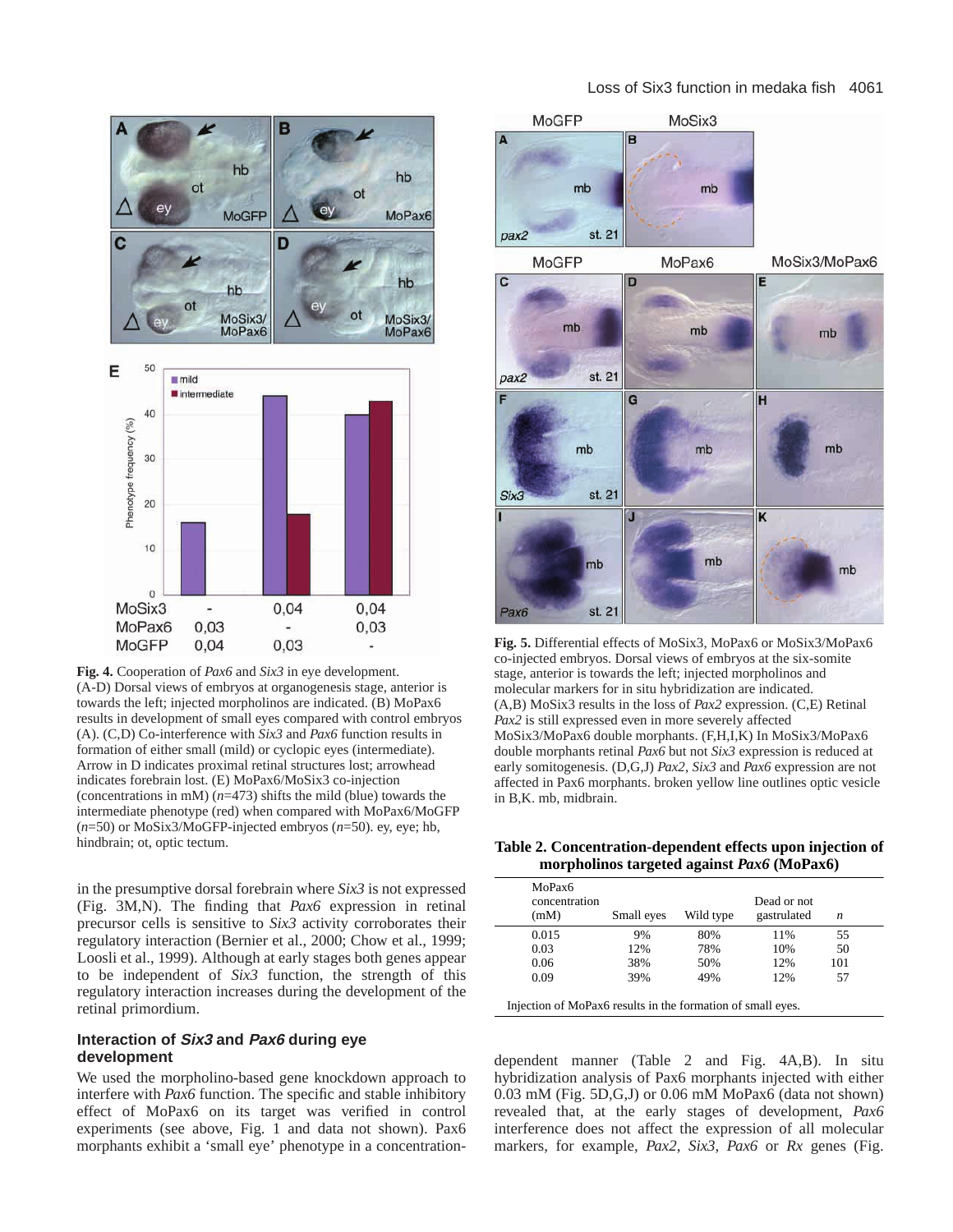**Fig. 4.** Cooperation of *Pax6* and *Six3* in eye development. (A-D) Dorsal views of embryos at organogenesis stage, anterior is towards the left; injected morpholinos are indicated. (B) MoPax6 results in development of small eyes compared with control embryos (A). (C,D) Co-interference with *Six3* and *Pax6* function results in formation of either small (mild) or cyclopic eyes (intermediate). Arrow in D indicates proximal retinal structures lost; arrowhead indicates forebrain lost. (E) MoPax6/MoSix3 co-injection (concentrations in mM) (*n*=473) shifts the mild (blue) towards the intermediate phenotype (red) when compared with MoPax6/MoGFP (*n*=50) or MoSix3/MoGFP-injected embryos (*n*=50). ey, eye; hb, hindbrain; ot, optic tectum.

in the presumptive dorsal forebrain where *Six3* is not expressed (Fig. 3M,N). The finding that *Pax6* expression in retinal precursor cells is sensitive to *Six3* activity corroborates their regulatory interaction (Bernier et al., 2000; Chow et al., 1999; Loosli et al., 1999). Although at early stages both genes appear to be independent of *Six3* function, the strength of this regulatory interaction increases during the development of the retinal primordium.

### Interaction of *Six3* and *Pax6* during eye development

We used the morpholino-based gene knockdown approach to interfere with *Pax6* function. The specific and stable inhibitory effect of MoPax6 on its target was verified in control experiments (see above, Fig. 1 and data not shown). Pax6 morphants exhibit a 'small eye' phenotype in a concentration-dependent manner (Table 2 and Fig. 4A,B). In situ hybridization analysis of Pax6 morphants injected with either 0.03 mM (Fig. 5D,G,J) or 0.06 mM MoPax6 (data not shown) revealed that, at the early stages of development, *Pax6* interference does not affect the expression of all molecular markers, for example, *Pax2*, *Six3*, *Pax6* or *Rx* genes (Fig.

**Fig. 5.** Differential effects of MoSix3, MoPax6 or MoSix3/MoPax6 co-injected embryos. Dorsal views of embryos at the six-somite stage, anterior is towards the left; injected morpholinos and molecular markers for in situ hybridization are indicated. (A,B) MoSix3 results in the loss of *Pax2* expression. (C,E) Retinal *Pax2* is still expressed even in more severely affected MoSix3/MoPax6 double morphants. (F,H,I,K) In MoSix3/MoPax6 double morphants retinal *Pax6* but not *Six3* expression is reduced at early somitogenesis. (D,G,J) *Pax2*, *Six3* and *Pax6* expression are not affected in Pax6 morphants. broken yellow line outlines optic vesicle in B,K. mb, midbrain.

**Table 2. Concentration-dependent effects upon injection of morpholinos targeted against *Pax6* (MoPax6)**

| MoPax6 concentration (mM) | Small eyes | Wild type | Dead or not gastrulated | *n* |
|---|---|---|---|---|
| 0.015 | 9% | 80% | 11% | 55 |
| 0.03 | 12% | 78% | 10% | 50 |
| 0.06 | 38% | 50% | 12% | 101 |
| 0.09 | 39% | 49% | 12% | 57 |

Injection of MoPax6 results in the formation of small eyes.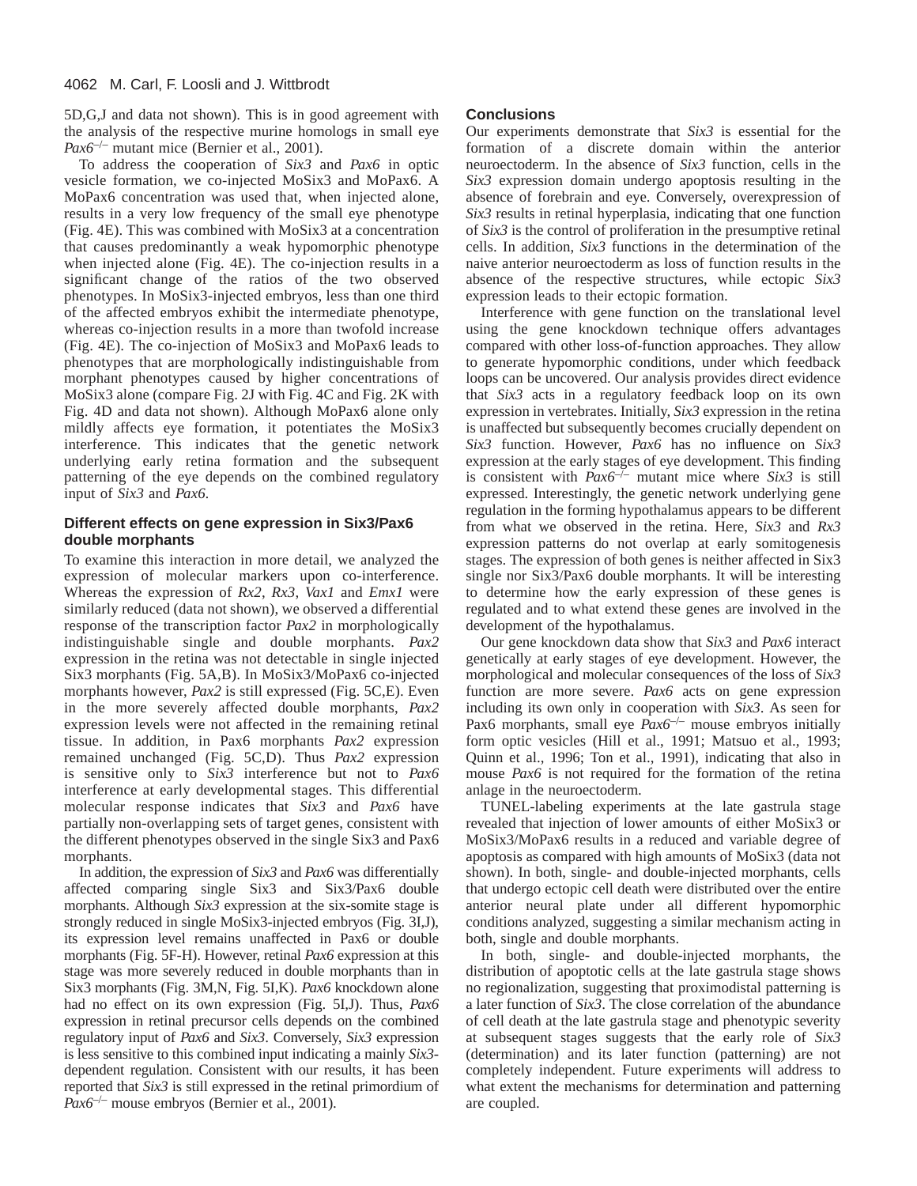5D,G,J and data not shown). This is in good agreement with the analysis of the respective murine homologs in small eye *Pax6*$^{-/-}$ mutant mice (Bernier et al., 2001).

To address the cooperation of *Six3* and *Pax6* in optic vesicle formation, we co-injected MoSix3 and MoPax6. A MoPax6 concentration was used that, when injected alone, results in a very low frequency of the small eye phenotype (Fig. 4E). This was combined with MoSix3 at a concentration that causes predominantly a weak hypomorphic phenotype when injected alone (Fig. 4E). The co-injection results in a significant change of the ratios of the two observed phenotypes. In MoSix3-injected embryos, less than one third of the affected embryos exhibit the intermediate phenotype, whereas co-injection results in a more than twofold increase (Fig. 4E). The co-injection of MoSix3 and MoPax6 leads to phenotypes that are morphologically indistinguishable from morphant phenotypes caused by higher concentrations of MoSix3 alone (compare Fig. 2J with Fig. 4C and Fig. 2K with Fig. 4D and data not shown). Although MoPax6 alone only mildly affects eye formation, it potentiates the MoSix3 interference. This indicates that the genetic network underlying early retina formation and the subsequent patterning of the eye depends on the combined regulatory input of *Six3* and *Pax6*.

### Different effects on gene expression in Six3/Pax6 double morphants

To examine this interaction in more detail, we analyzed the expression of molecular markers upon co-interference. Whereas the expression of *Rx2*, *Rx3*, *Vax1* and *Emx1* were similarly reduced (data not shown), we observed a differential response of the transcription factor *Pax2* in morphologically indistinguishable single and double morphants. *Pax2* expression in the retina was not detectable in single injected Six3 morphants (Fig. 5A,B). In MoSix3/MoPax6 co-injected morphants however, *Pax2* is still expressed (Fig. 5C,E). Even in the more severely affected double morphants, *Pax2* expression levels were not affected in the remaining retinal tissue. In addition, in Pax6 morphants *Pax2* expression remained unchanged (Fig. 5C,D). Thus *Pax2* expression is sensitive only to *Six3* interference but not to *Pax6* interference at early developmental stages. This differential molecular response indicates that *Six3* and *Pax6* have partially non-overlapping sets of target genes, consistent with the different phenotypes observed in the single Six3 and Pax6 morphants.

In addition, the expression of *Six3* and *Pax6* was differentially affected comparing single Six3 and Six3/Pax6 double morphants. Although *Six3* expression at the six-somite stage is strongly reduced in single MoSix3-injected embryos (Fig. 3I,J), its expression level remains unaffected in Pax6 or double morphants (Fig. 5F-H). However, retinal *Pax6* expression at this stage was more severely reduced in double morphants than in Six3 morphants (Fig. 3M,N, Fig. 5I,K). *Pax6* knockdown alone had no effect on its own expression (Fig. 5I,J). Thus, *Pax6* expression in retinal precursor cells depends on the combined regulatory input of *Pax6* and *Six3*. Conversely, *Six3* expression is less sensitive to this combined input indicating a mainly *Six3*-dependent regulation. Consistent with our results, it has been reported that *Six3* is still expressed in the retinal primordium of *Pax6*$^{-/-}$ mouse embryos (Bernier et al., 2001).

### Conclusions

Our experiments demonstrate that *Six3* is essential for the formation of a discrete domain within the anterior neuroectoderm. In the absence of *Six3* function, cells in the *Six3* expression domain undergo apoptosis resulting in the absence of forebrain and eye. Conversely, overexpression of *Six3* results in retinal hyperplasia, indicating that one function of *Six3* is the control of proliferation in the presumptive retinal cells. In addition, *Six3* functions in the determination of the naive anterior neuroectoderm as loss of function results in the absence of the respective structures, while ectopic *Six3* expression leads to their ectopic formation.

Interference with gene function on the translational level using the gene knockdown technique offers advantages compared with other loss-of-function approaches. They allow to generate hypomorphic conditions, under which feedback loops can be uncovered. Our analysis provides direct evidence that *Six3* acts in a regulatory feedback loop on its own expression in vertebrates. Initially, *Six3* expression in the retina is unaffected but subsequently becomes crucially dependent on *Six3* function. However, *Pax6* has no influence on *Six3* expression at the early stages of eye development. This finding is consistent with *Pax6*$^{-/-}$ mutant mice where *Six3* is still expressed. Interestingly, the genetic network underlying gene regulation in the forming hypothalamus appears to be different from what we observed in the retina. Here, *Six3* and *Rx3* expression patterns do not overlap at early somitogenesis stages. The expression of both genes is neither affected in Six3 single nor Six3/Pax6 double morphants. It will be interesting to determine how the early expression of these genes is regulated and to what extend these genes are involved in the development of the hypothalamus.

Our gene knockdown data show that *Six3* and *Pax6* interact genetically at early stages of eye development. However, the morphological and molecular consequences of the loss of *Six3* function are more severe. *Pax6* acts on gene expression including its own only in cooperation with *Six3*. As seen for Pax6 morphants, small eye *Pax6*$^{-/-}$ mouse embryos initially form optic vesicles (Hill et al., 1991; Matsuo et al., 1993; Quinn et al., 1996; Ton et al., 1991), indicating that also in mouse *Pax6* is not required for the formation of the retina anlage in the neuroectoderm.

TUNEL-labeling experiments at the late gastrula stage revealed that injection of lower amounts of either MoSix3 or MoSix3/MoPax6 results in a reduced and variable degree of apoptosis as compared with high amounts of MoSix3 (data not shown). In both, single- and double-injected morphants, cells that undergo ectopic cell death were distributed over the entire anterior neural plate under all different hypomorphic conditions analyzed, suggesting a similar mechanism acting in both, single and double morphants.

In both, single- and double-injected morphants, the distribution of apoptotic cells at the late gastrula stage shows no regionalization, suggesting that proximodistal patterning is a later function of *Six3*. The close correlation of the abundance of cell death at the late gastrula stage and phenotypic severity at subsequent stages suggests that the early role of *Six3* (determination) and its later function (patterning) are not completely independent. Future experiments will address to what extent the mechanisms for determination and patterning are coupled.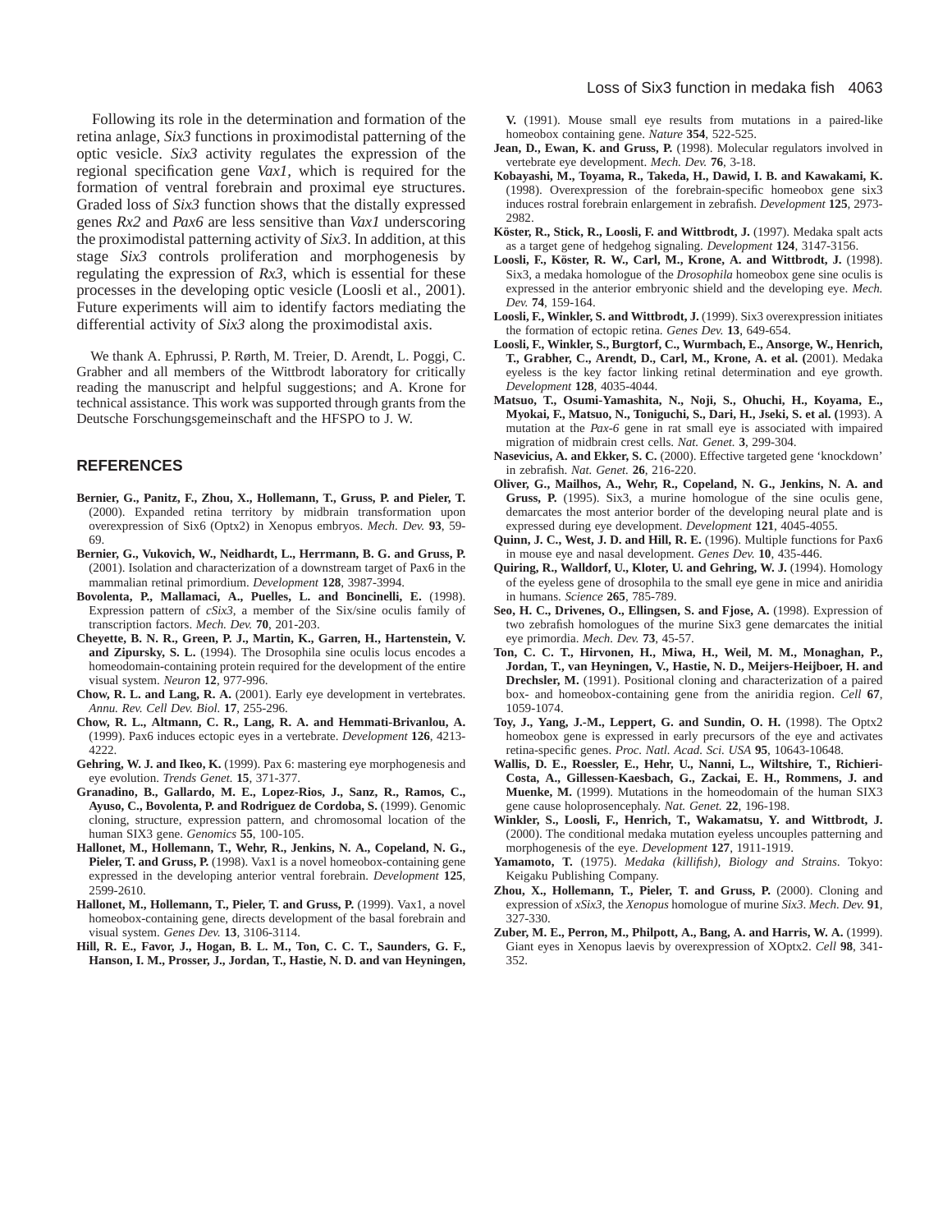Following its role in the determination and formation of the retina anlage, *Six3* functions in proximodistal patterning of the optic vesicle. *Six3* activity regulates the expression of the regional specification gene *Vax1*, which is required for the formation of ventral forebrain and proximal eye structures. Graded loss of *Six3* function shows that the distally expressed genes *Rx2* and *Pax6* are less sensitive than *Vax1* underscoring the proximodistal patterning activity of *Six3*. In addition, at this stage *Six3* controls proliferation and morphogenesis by regulating the expression of *Rx3*, which is essential for these processes in the developing optic vesicle (Loosli et al., 2001). Future experiments will aim to identify factors mediating the differential activity of *Six3* along the proximodistal axis.

We thank A. Ephrussi, P. Rørth, M. Treier, D. Arendt, L. Poggi, C. Grabher and all members of the Wittbrodt laboratory for critically reading the manuscript and helpful suggestions; and A. Krone for technical assistance. This work was supported through grants from the Deutsche Forschungsgemeinschaft and the HFSPO to J. W.

## REFERENCES

**Bernier, G., Panitz, F., Zhou, X., Hollemann, T., Gruss, P. and Pieler, T.** (2000). Expanded retina territory by midbrain transformation upon overexpression of Six6 (Optx2) in Xenopus embryos. *Mech. Dev.* **93**, 59-69.

**Bernier, G., Vukovich, W., Neidhardt, L., Herrmann, B. G. and Gruss, P.** (2001). Isolation and characterization of a downstream target of Pax6 in the mammalian retinal primordium. *Development* **128**, 3987-3994.

**Bovolenta, P., Mallamaci, A., Puelles, L. and Boncinelli, E.** (1998). Expression pattern of *cSix3*, a member of the Six/sine oculis family of transcription factors. *Mech. Dev.* **70**, 201-203.

**Cheyette, B. N. R., Green, P. J., Martin, K., Garren, H., Hartenstein, V. and Zipursky, S. L.** (1994). The Drosophila sine oculis locus encodes a homeodomain-containing protein required for the development of the entire visual system. *Neuron* **12**, 977-996.

**Chow, R. L. and Lang, R. A.** (2001). Early eye development in vertebrates. *Annu. Rev. Cell Dev. Biol.* **17**, 255-296.

**Chow, R. L., Altmann, C. R., Lang, R. A. and Hemmati-Brivanlou, A.** (1999). Pax6 induces ectopic eyes in a vertebrate. *Development* **126**, 4213-4222.

**Gehring, W. J. and Ikeo, K.** (1999). Pax 6: mastering eye morphogenesis and eye evolution. *Trends Genet.* **15**, 371-377.

**Granadino, B., Gallardo, M. E., Lopez-Rios, J., Sanz, R., Ramos, C., Ayuso, C., Bovolenta, P. and Rodriguez de Cordoba, S.** (1999). Genomic cloning, structure, expression pattern, and chromosomal location of the human SIX3 gene. *Genomics* **55**, 100-105.

**Hallonet, M., Hollemann, T., Wehr, R., Jenkins, N. A., Copeland, N. G., Pieler, T. and Gruss, P.** (1998). Vax1 is a novel homeobox-containing gene expressed in the developing anterior ventral forebrain. *Development* **125**, 2599-2610.

**Hallonet, M., Hollemann, T., Pieler, T. and Gruss, P.** (1999). Vax1, a novel homeobox-containing gene, directs development of the basal forebrain and visual system. *Genes Dev.* **13**, 3106-3114.

**Hill, R. E., Favor, J., Hogan, B. L. M., Ton, C. C. T., Saunders, G. F., Hanson, I. M., Prosser, J., Jordan, T., Hastie, N. D. and van Heyningen, V.** (1991). Mouse small eye results from mutations in a paired-like homeobox containing gene. *Nature* **354**, 522-525.

**Jean, D., Ewan, K. and Gruss, P.** (1998). Molecular regulators involved in vertebrate eye development. *Mech. Dev.* **76**, 3-18.

**Kobayashi, M., Toyama, R., Takeda, H., Dawid, I. B. and Kawakami, K.** (1998). Overexpression of the forebrain-specific homeobox gene six3 induces rostral forebrain enlargement in zebrafish. *Development* **125**, 2973-2982.

**Köster, R., Stick, R., Loosli, F. and Wittbrodt, J.** (1997). Medaka spalt acts as a target gene of hedgehog signaling. *Development* **124**, 3147-3156.

**Loosli, F., Köster, R. W., Carl, M., Krone, A. and Wittbrodt, J.** (1998). Six3, a medaka homologue of the *Drosophila* homeobox gene sine oculis is expressed in the anterior embryonic shield and the developing eye. *Mech. Dev.* **74**, 159-164.

**Loosli, F., Winkler, S. and Wittbrodt, J.** (1999). Six3 overexpression initiates the formation of ectopic retina. *Genes Dev.* **13**, 649-654.

**Loosli, F., Winkler, S., Burgtorf, C., Wurmbach, E., Ansorge, W., Henrich, T., Grabher, C., Arendt, D., Carl, M., Krone, A. et al. (**2001). Medaka eyeless is the key factor linking retinal determination and eye growth. *Development* **128**, 4035-4044.

**Matsuo, T., Osumi-Yamashita, N., Noji, S., Ohuchi, H., Koyama, E., Myokai, F., Matsuo, N., Toniguchi, S., Dari, H., Jseki, S. et al. (**1993). A mutation at the *Pax-6* gene in rat small eye is associated with impaired migration of midbrain crest cells. *Nat. Genet.* **3**, 299-304.

**Nasevicius, A. and Ekker, S. C.** (2000). Effective targeted gene 'knockdown' in zebrafish. *Nat. Genet.* **26**, 216-220.

**Oliver, G., Mailhos, A., Wehr, R., Copeland, N. G., Jenkins, N. A. and Gruss, P.** (1995). Six3, a murine homologue of the sine oculis gene, demarcates the most anterior border of the developing neural plate and is expressed during eye development. *Development* **121**, 4045-4055.

**Quinn, J. C., West, J. D. and Hill, R. E.** (1996). Multiple functions for Pax6 in mouse eye and nasal development. *Genes Dev.* **10**, 435-446.

**Quiring, R., Walldorf, U., Kloter, U. and Gehring, W. J.** (1994). Homology of the eyeless gene of drosophila to the small eye gene in mice and aniridia in humans. *Science* **265**, 785-789.

**Seo, H. C., Drivenes, O., Ellingsen, S. and Fjose, A.** (1998). Expression of two zebrafish homologues of the murine Six3 gene demarcates the initial eye primordia. *Mech. Dev.* **73**, 45-57.

**Ton, C. C. T., Hirvonen, H., Miwa, H., Weil, M. M., Monaghan, P., Jordan, T., van Heyningen, V., Hastie, N. D., Meijers-Heijboer, H. and Drechsler, M.** (1991). Positional cloning and characterization of a paired box- and homeobox-containing gene from the aniridia region. *Cell* **67**, 1059-1074.

**Toy, J., Yang, J.-M., Leppert, G. and Sundin, O. H.** (1998). The Optx2 homeobox gene is expressed in early precursors of the eye and activates retina-specific genes. *Proc. Natl. Acad. Sci. USA* **95**, 10643-10648.

**Wallis, D. E., Roessler, E., Hehr, U., Nanni, L., Wiltshire, T., Richieri-Costa, A., Gillessen-Kaesbach, G., Zackai, E. H., Rommens, J. and Muenke, M.** (1999). Mutations in the homeodomain of the human SIX3 gene cause holoprosencephaly. *Nat. Genet.* **22**, 196-198.

**Winkler, S., Loosli, F., Henrich, T., Wakamatsu, Y. and Wittbrodt, J.** (2000). The conditional medaka mutation eyeless uncouples patterning and morphogenesis of the eye. *Development* **127**, 1911-1919.

**Yamamoto, T.** (1975). *Medaka (killifish), Biology and Strains*. Tokyo: Keigaku Publishing Company.

**Zhou, X., Hollemann, T., Pieler, T. and Gruss, P.** (2000). Cloning and expression of *xSix3*, the *Xenopus* homologue of murine *Six3*. *Mech. Dev.* **91**, 327-330.

**Zuber, M. E., Perron, M., Philpott, A., Bang, A. and Harris, W. A.** (1999). Giant eyes in Xenopus laevis by overexpression of XOptx2. *Cell* **98**, 341-352.